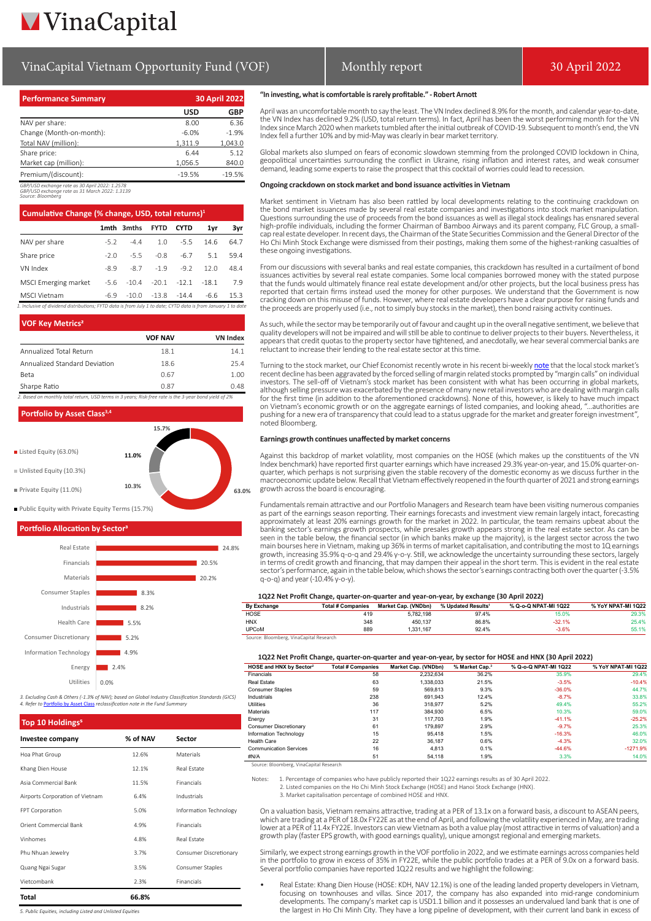# VinaCapital

## VinaCapital Vietnam Opportunity Fund (VOF) | Monthly report | 30 April 2022

### Performance Summary — 30 April 2022

| | USD | GBP |
|---|---|---|
| NAV per share: | 8.00 | 6.36 |
| Change (Month-on-month): | -6.0% | -1.9% |
| Total NAV (million): | 1,311.9 | 1,043.0 |
| Share price: | 6.44 | 5.12 |
| Market cap (million): | 1,056.5 | 840.0 |
| Premium/(discount): | -19.5% | -19.5% |

*GBP/USD exchange rate as 30 April 2022: 1.2578*
*GBP/USD exchange rate as 31 March 2022: 1.3139*
*Source: Bloomberg*

### Cumulative Change (% change, USD, total returns)[1]

| | 1mth | 3mths | FYTD | CYTD | 1yr | 3yr |
|---|---|---|---|---|---|---|
| NAV per share | -5.2 | -4.4 | 1.0 | -5.5 | 14.6 | 64.7 |
| Share price | -2.0 | -5.5 | -0.8 | -6.7 | 5.1 | 59.4 |
| VN Index | -8.9 | -8.7 | -1.9 | -9.2 | 12.0 | 48.4 |
| MSCI Emerging market | -5.6 | -10.4 | -20.1 | -12.1 | -18.1 | 7.9 |
| MSCI Vietnam | -6.9 | -10.0 | -13.8 | -14.4 | -6.6 | 15.3 |

*1. Inclusive of dividend distributions; FYTD data is from July 1 to date; CYTD data is from January 1 to date*

### VOF Key Metrics[2]

| | VOF NAV | VN Index |
|---|---|---|
| Annualized Total Return | 18.1 | 14.1 |
| Annualized Standard Deviation | 18.6 | 25.4 |
| Beta | 0.67 | 1.00 |
| Sharpe Ratio | 0.87 | 0.48 |

*2. Based on monthly total return, USD terms in 3 years; Risk-free rate is the 3-year bond yield of 2%*

### Portfolio by Asset Class[3,4]

- Listed Equity (63.0%)
- Unlisted Equity (10.3%)
- Private Equity (11.0%)
- Public Equity with Private Equity Terms (15.7%)

### Portfolio Allocation by Sector[3]

| Sector | % |
|---|---|
| Real Estate | 24.8% |
| Financials | 20.5% |
| Materials | 20.2% |
| Consumer Staples | 8.3% |
| Industrials | 8.2% |
| Health Care | 5.5% |
| Consumer Discretionary | 5.2% |
| Information Technology | 4.9% |
| Energy | 2.4% |
| Utilities | 0.0% |

*3. Excluding Cash & Others (-1.3% of NAV); based on Global Industry Classification Standards (GICS)*
*4. Refer to Portfolio by Asset Class reclassification note in the Fund Summary*

### Top 10 Holdings[5]

| Investee company | % of NAV | Sector |
|---|---|---|
| Hoa Phat Group | 12.6% | Materials |
| Khang Dien House | 12.1% | Real Estate |
| Asia Commercial Bank | 11.5% | Financials |
| Airports Corporation of Vietnam | 6.4% | Industrials |
| FPT Corporation | 5.0% | Information Technology |
| Orient Commercial Bank | 4.9% | Financials |
| Vinhomes | 4.8% | Real Estate |
| Phu Nhuan Jewelry | 3.7% | Consumer Discretionary |
| Quang Ngai Sugar | 3.5% | Consumer Staples |
| Vietcombank | 2.3% | Financials |
| **Total** | **66.8%** | |

*5. Public Equities, including Listed and Unlisted Equities*

**"In investing, what is comfortable is rarely profitable." - Robert Arnott**

April was an uncomfortable month to say the least. The VN Index declined 8.9% for the month, and calendar year-to-date, the VN Index has declined 9.2% (USD, total return terms). In fact, April has been the worst performing month for the VN Index since March 2020 when markets tumbled after the initial outbreak of COVID-19. Subsequent to month's end, the VN Index fell a further 10% and by mid-May was clearly in bear market territory.

Global markets also slumped on fears of economic slowdown stemming from the prolonged COVID lockdown in China, geopolitical uncertainties surrounding the conflict in Ukraine, rising inflation and interest rates, and weak consumer demand, leading some experts to raise the prospect that this cocktail of worries could lead to recession.

### Ongoing crackdown on stock market and bond issuance activities in Vietnam

Market sentiment in Vietnam has also been rattled by local developments relating to the continuing crackdown on the bond market issuances made by several real estate companies and investigations into stock market manipulation. Questions surrounding the use of proceeds from the bond issuances as well as illegal stock dealings has ensnared several high-profile individuals, including the former Chairman of Bamboo Airways and its parent company, FLC Group, a small-cap real estate developer. In recent days, the Chairman of the State Securities Commission and the General Director of the Ho Chi Minh Stock Exchange were dismissed from their postings, making them some of the highest-ranking casualties of these ongoing investigations.

From our discussions with several banks and real estate companies, this crackdown has resulted in a curtailment of bond issuances activities by several real estate companies. Some local companies borrowed money with the stated purpose that the funds would ultimately finance real estate development and/or other projects, but the local business press has reported that certain firms instead used the money for other purposes. We understand that the Government is now cracking down on this misuse of funds. However, where real estate developers have a clear purpose for raising funds and the proceeds are properly used (i.e., not to simply buy stocks in the market), then bond raising activity continues.

As such, while the sector may be temporarily out of favour and caught up in the overall negative sentiment, we believe that quality developers will not be impaired and will still be able to continue to deliver projects to their buyers. Nevertheless, it appears that credit quotas to the property sector have tightened, and anecdotally, we hear several commercial banks are reluctant to increase their lending to the real estate sector at this time.

Turning to the stock market, our Chief Economist recently wrote in his recent bi-weekly note that the local stock market's recent decline has been aggravated by the forced selling of margin related stocks prompted by "margin calls" on individual investors. The sell-off of Vietnam's stock market has been consistent with what has been occurring in global markets, although selling pressure was exacerbated by the presence of many new retail investors who are dealing with margin calls for the first time (in addition to the aforementioned crackdowns). None of this, however, is likely to have much impact on Vietnam's economic growth or on the aggregate earnings of listed companies, and looking ahead, "…authorities are pushing for a new era of transparency that could lead to a status upgrade for the market and greater foreign investment", noted Bloomberg.

### Earnings growth continues unaffected by market concerns

Against this backdrop of market volatility, most companies on the HOSE (which makes up the constituents of the VN Index benchmark) have reported first quarter earnings which have increased 29.3% year-on-year, and 15.0% quarter-on-quarter, which perhaps is not surprising given the stable recovery of the domestic economy as we discuss further in the macroeconomic update below. Recall that Vietnam effectively reopened in the fourth quarter of 2021 and strong earnings growth across the board is encouraging.

Fundamentals remain attractive and our Portfolio Managers and Research team have been visiting numerous companies as part of the earnings season reporting. Their earnings forecasts and investment view remain largely intact, forecasting approximately at least 20% earnings growth for the market in 2022. In particular, the team remains upbeat about the banking sector's earnings growth prospects, while presales growth appears strong in the real estate sector. As can be seen in the table below, the financial sector (in which banks make up the majority), is the largest sector across the two main bourses here in Vietnam, making up 36% in terms of market capitalisation, and contributing the most to 1Q earnings growth, increasing 35.9% q-o-q and 29.4% y-o-y. Still, we acknowledge the uncertainty surrounding these sectors, largely in terms of credit growth and financing, that may dampen their appeal in the short term. This is evident in the real estate sector's performance, again in the table below, which shows the sector's earnings contracting both over the quarter (-3.5% q-o-q) and year (-10.4% y-o-y).

**1Q22 Net Profit Change, quarter-on-quarter and year-on-year, by exchange (30 April 2022)**

| By Exchange | Total # Companies | Market Cap. (VNDbn) | % Updated Results[1] | % Q-o-Q NPAT-MI 1Q22 | % YoY NPAT-MI 1Q22 |
|---|---|---|---|---|---|
| HOSE | 419 | 5,782,198 | 97.4% | 15.0% | 29.3% |
| HNX | 348 | 450,137 | 86.8% | -32.1% | 25.4% |
| UPCoM | 889 | 1,331,167 | 92.4% | -3.6% | 55.1% |

Source: Bloomberg, VinaCapital Research

**1Q22 Net Profit Change, quarter-on-quarter and year-on-year, by sector for HOSE and HNX (30 April 2022)**

| HOSE and HNX by Sector[2] | Total # Companies | Market Cap. (VNDbn) | % Market Cap.[3] | % Q-o-Q NPAT-MI 1Q22 | % YoY NPAT-MI 1Q22 |
|---|---|---|---|---|---|
| Financials | 58 | 2,232,634 | 36.2% | 35.9% | 29.4% |
| Real Estate | 63 | 1,338,033 | 21.5% | -3.5% | -10.4% |
| Consumer Staples | 59 | 569,813 | 9.3% | -36.0% | 44.7% |
| Industrials | 238 | 691,943 | 12.4% | -8.7% | 33.8% |
| Utilities | 36 | 318,977 | 5.2% | 49.4% | 55.2% |
| Materials | 117 | 384,930 | 6.5% | 10.3% | 59.0% |
| Energy | 31 | 117,703 | 1.9% | -41.1% | -25.2% |
| Consumer Discretionary | 61 | 179,897 | 2.9% | -9.7% | 25.3% |
| Information Technology | 15 | 95,418 | 1.5% | -16.3% | 46.0% |
| Health Care | 22 | 36,187 | 0.6% | -4.3% | 32.0% |
| Communication Services | 16 | 4,813 | 0.1% | -44.6% | -1271.9% |
| #N/A | 51 | 54,118 | 1.9% | 3.3% | 14.0% |

Source: Bloomberg, VinaCapital Research

Notes:
1. Percentage of companies who have publicly reported their 1Q22 earnings results as of 30 April 2022.
2. Listed companies on the Ho Chi Minh Stock Exchange (HOSE) and Hanoi Stock Exchange (HNX).
3. Market capitalisation percentage of combined HOSE and HNX.

On a valuation basis, Vietnam remains attractive, trading at a PER of 13.1x on a forward basis, a discount to ASEAN peers, which are trading at a PER of 18.0x FY22E as at the end of April, and following the volatility experienced in May, are trading lower at a PER of 11.4x FY22E. Investors can view Vietnam as both a value play (most attractive in terms of valuation) and a growth play (faster EPS growth, with good earnings quality), unique amongst regional and emerging markets.

Similarly, we expect strong earnings growth in the VOF portfolio in 2022, and we estimate earnings across companies held in the portfolio to grow in excess of 35% in FY22E, while the public portfolio trades at a PER of 9.0x on a forward basis. Several portfolio companies have reported 1Q22 results and we highlight the following:

- Real Estate: Khang Dien House (HOSE: KDH, NAV 12.1%) is one of the leading landed property developers in Vietnam, focusing on townhouses and villas. Since 2017, the company has also expanded into mid-range condominium developments. The company's market cap is USD1.1 billion and it possesses an undervalued land bank that is one of the largest in Ho Chi Minh City. They have a long pipeline of development, with their current land bank in excess of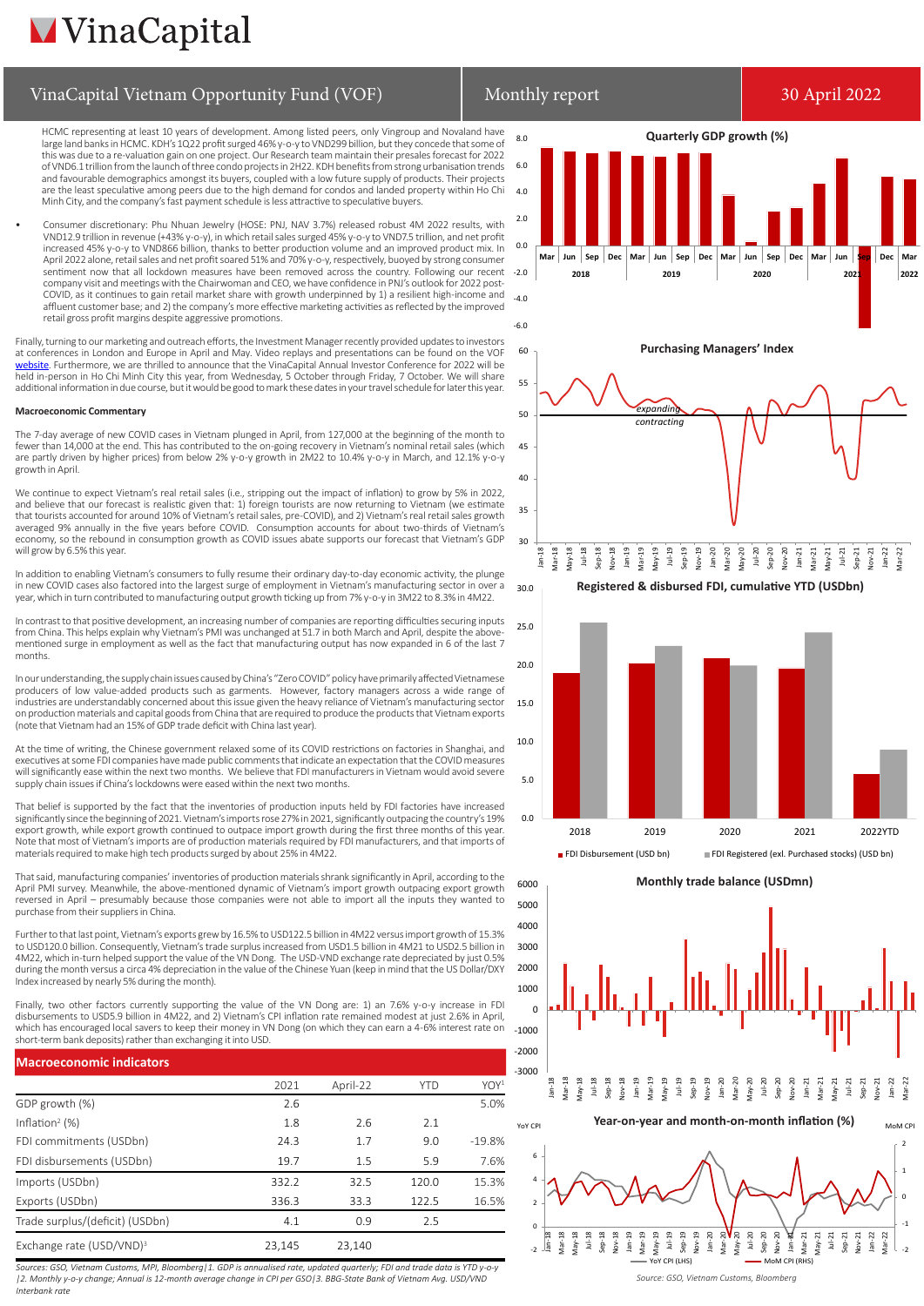HCMC representing at least 10 years of development. Among listed peers, only Vingroup and Novaland have large land banks in HCMC. KDH's 1Q22 profit surged 46% y-o-y to VND299 billion, but they concede that some of this was due to a re-valuation gain on one project. Our Research team maintain their presales forecast for 2022 of VND6.1 trillion from the launch of three condo projects in 2H22. KDH benefits from strong urbanisation trends and favourable demographics amongst its buyers, coupled with a low future supply of products. Their projects are the least speculative among peers due to the high demand for condos and landed property within Ho Chi Minh City, and the company's fast payment schedule is less attractive to speculative buyers.

- Consumer discretionary: Phu Nhuan Jewelry (HOSE: PNJ, NAV 3.7%) released robust 4M 2022 results, with VND12.9 trillion in revenue (+43% y-o-y), in which retail sales surged 45% y-o-y to VND7.5 trillion, and net profit increased 45% y-o-y to VND866 billion, thanks to better production volume and an improved product mix. In April 2022 alone, retail sales and net profit soared 51% and 70% y-o-y, respectively, buoyed by strong consumer sentiment now that all lockdown measures have been removed across the country. Following our recent company visit and meetings with the Chairwoman and CEO, we have confidence in PNJ's outlook for 2022 post-COVID, as it continues to gain retail market share with growth underpinned by 1) a resilient high-income and affluent customer base; and 2) the company's more effective marketing activities as reflected by the improved retail gross profit margins despite aggressive promotions.

Finally, turning to our marketing and outreach efforts, the Investment Manager recently provided updates to investors at conferences in London and Europe in April and May. Video replays and presentations can be found on the VOF website. Furthermore, we are thrilled to announce that the VinaCapital Annual Investor Conference for 2022 will be held in-person in Ho Chi Minh City this year, from Wednesday, 5 October through Friday, 7 October. We will share additional information in due course, but it would be good to mark these dates in your travel schedule for later this year.

**Macroeconomic Commentary**

The 7-day average of new COVID cases in Vietnam plunged in April, from 127,000 at the beginning of the month to fewer than 14,000 at the end. This has contributed to the on-going recovery in Vietnam's nominal retail sales (which are partly driven by higher prices) from below 2% y-o-y growth in 2M22 to 10.4% y-o-y in March, and 12.1% y-o-y growth in April.

We continue to expect Vietnam's real retail sales (i.e., stripping out the impact of inflation) to grow by 5% in 2022, and believe that our forecast is realistic given that: 1) foreign tourists are now returning to Vietnam (we estimate that tourists accounted for around 10% of Vietnam's retail sales, pre-COVID), and 2) Vietnam's real retail sales growth averaged 9% annually in the five years before COVID. Consumption accounts for about two-thirds of Vietnam's economy, so the rebound in consumption growth as COVID issues abate supports our forecast that Vietnam's GDP will grow by 6.5% this year.

In addition to enabling Vietnam's consumers to fully resume their ordinary day-to-day economic activity, the plunge in new COVID cases also factored into the largest surge of employment in Vietnam's manufacturing sector in over a year, which in turn contributed to manufacturing output growth ticking up from 7% y-o-y in 3M22 to 8.3% in 4M22.

In contrast to that positive development, an increasing number of companies are reporting difficulties securing inputs from China. This helps explain why Vietnam's PMI was unchanged at 51.7 in both March and April, despite the above-mentioned surge in employment as well as the fact that manufacturing output has now expanded in 6 of the last 7 months.

In our understanding, the supply chain issues caused by China's "Zero COVID" policy have primarily affected Vietnamese producers of low value-added products such as garments. However, factory managers across a wide range of industries are understandably concerned about this issue given the heavy reliance of Vietnam's manufacturing sector on production materials and capital goods from China that are required to produce the products that Vietnam exports (note that Vietnam had an 15% of GDP trade deficit with China last year).

At the time of writing, the Chinese government relaxed some of its COVID restrictions on factories in Shanghai, and executives at some FDI companies have made public comments that indicate an expectation that the COVID measures will significantly ease within the next two months. We believe that FDI manufacturers in Vietnam would avoid severe supply chain issues if China's lockdowns were eased within the next two months.

That belief is supported by the fact that the inventories of production inputs held by FDI factories have increased significantly since the beginning of 2021. Vietnam's imports rose 27% in 2021, significantly outpacing the country's 19% export growth, while export growth continued to outpace import growth during the first three months of this year. Note that most of Vietnam's imports are of production materials required by FDI manufacturers, and that imports of materials required to make high tech products surged by about 25% in 4M22.

That said, manufacturing companies' inventories of production materials shrank significantly in April, according to the April PMI survey. Meanwhile, the above-mentioned dynamic of Vietnam's import growth outpacing export growth reversed in April – presumably because those companies were not able to import all the inputs they wanted to purchase from their suppliers in China.

Further to that last point, Vietnam's exports grew by 16.5% to USD122.5 billion in 4M22 versus import growth of 15.3% to USD120.0 billion. Consequently, Vietnam's trade surplus increased from USD1.5 billion in 4M21 to USD2.5 billion in 4M22, which in-turn helped support the value of the VN Dong. The USD-VND exchange rate depreciated by just 0.5% during the month versus a circa 4% depreciation in the value of the Chinese Yuan (keep in mind that the US Dollar/DXY Index increased by nearly 5% during the month).

Finally, two other factors currently supporting the value of the VN Dong are: 1) an 7.6% y-o-y increase in FDI disbursements to USD5.9 billion in 4M22, and 2) Vietnam's CPI inflation rate remained modest at just 2.6% in April, which has encouraged local savers to keep their money in VN Dong (on which they can earn a 4-6% interest rate on short-term bank deposits) rather than exchanging it into USD.

## Macroeconomic indicators

| | 2021 | April-22 | YTD | YOY[1] |
|---|---|---|---|---|
| GDP growth (%) | 2.6 | | | 5.0% |
| Inflation[2] (%) | 1.8 | 2.6 | 2.1 | |
| FDI commitments (USDbn) | 24.3 | 1.7 | 9.0 | -19.8% |
| FDI disbursements (USDbn) | 19.7 | 1.5 | 5.9 | 7.6% |
| Imports (USDbn) | 332.2 | 32.5 | 120.0 | 15.3% |
| Exports (USDbn) | 336.3 | 33.3 | 122.5 | 16.5% |
| Trade surplus/(deficit) (USDbn) | 4.1 | 0.9 | 2.5 | |
| Exchange rate (USD/VND)[3] | 23,145 | 23,140 | | |

*Sources: GSO, Vietnam Customs, MPI, Bloomberg|1. GDP is annualised rate, updated quarterly; FDI and trade data is YTD y-o-y |2. Monthly y-o-y change; Annual is 12-month average change in CPI per GSO|3. BBG-State Bank of Vietnam Avg. USD/VND Interbank rate*

**Quarterly GDP growth (%)**

**Purchasing Managers' Index**

**Registered & disbursed FDI, cumulative YTD (USDbn)**

**Monthly trade balance (USDmn)**

**Year-on-year and month-on-month inflation (%)**

*Source: GSO, Vietnam Customs, Bloomberg*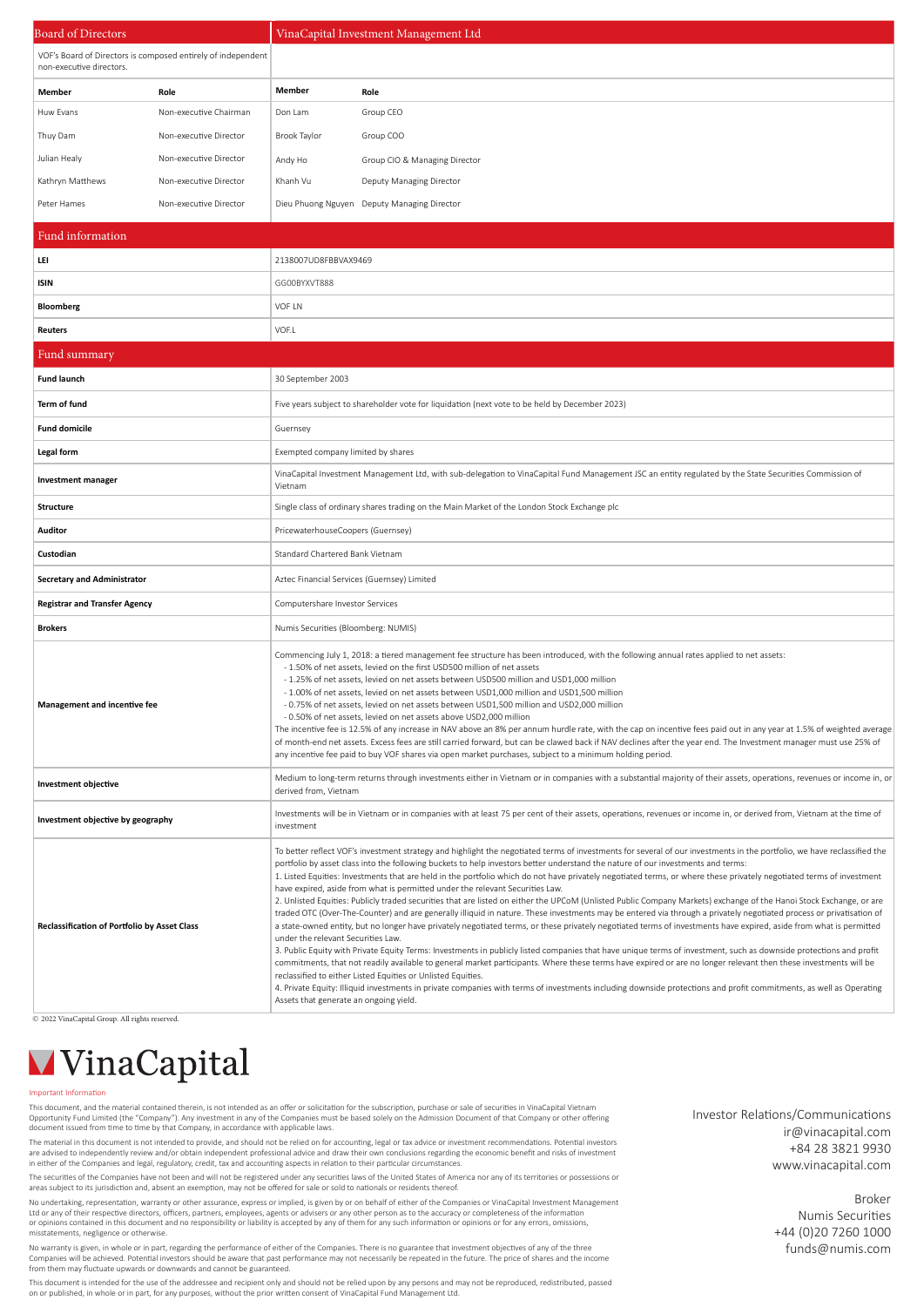## Board of Directors

VOF's Board of Directors is composed entirely of independent non-executive directors.

| Member | Role |
|---|---|
| Huw Evans | Non-executive Chairman |
| Thuy Dam | Non-executive Director |
| Julian Healy | Non-executive Director |
| Kathryn Matthews | Non-executive Director |
| Peter Hames | Non-executive Director |

## VinaCapital Investment Management Ltd

| Member | Role |
|---|---|
| Don Lam | Group CEO |
| Brook Taylor | Group COO |
| Andy Ho | Group CIO & Managing Director |
| Khanh Vu | Deputy Managing Director |
| Dieu Phuong Nguyen | Deputy Managing Director |

## Fund information

| | |
|---|---|
| **LEI** | 2138007UD8FBBVAX9469 |
| **ISIN** | GG00BYXVT888 |
| **Bloomberg** | VOF LN |
| **Reuters** | VOF.L |

## Fund summary

| | |
|---|---|
| **Fund launch** | 30 September 2003 |
| **Term of fund** | Five years subject to shareholder vote for liquidation (next vote to be held by December 2023) |
| **Fund domicile** | Guernsey |
| **Legal form** | Exempted company limited by shares |
| **Investment manager** | VinaCapital Investment Management Ltd, with sub-delegation to VinaCapital Fund Management JSC an entity regulated by the State Securities Commission of Vietnam |
| **Structure** | Single class of ordinary shares trading on the Main Market of the London Stock Exchange plc |
| **Auditor** | PricewaterhouseCoopers (Guernsey) |
| **Custodian** | Standard Chartered Bank Vietnam |
| **Secretary and Administrator** | Aztec Financial Services (Guernsey) Limited |
| **Registrar and Transfer Agency** | Computershare Investor Services |
| **Brokers** | Numis Securities (Bloomberg: NUMIS) |
| **Management and incentive fee** | Commencing July 1, 2018: a tiered management fee structure has been introduced, with the following annual rates applied to net assets:<br>- 1.50% of net assets, levied on the first USD500 million of net assets<br>- 1.25% of net assets, levied on net assets between USD500 million and USD1,000 million<br>- 1.00% of net assets, levied on net assets between USD1,000 million and USD1,500 million<br>- 0.75% of net assets, levied on net assets between USD1,500 million and USD2,000 million<br>- 0.50% of net assets, levied on net assets above USD2,000 million<br>The incentive fee is 12.5% of any increase in NAV above an 8% per annum hurdle rate, with the cap on incentive fees paid out in any year at 1.5% of weighted average of month-end net assets. Excess fees are still carried forward, but can be clawed back if NAV declines after the year end. The Investment manager must use 25% of any incentive fee paid to buy VOF shares via open market purchases, subject to a minimum holding period. |
| **Investment objective** | Medium to long-term returns through investments either in Vietnam or in companies with a substantial majority of their assets, operations, revenues or income in, or derived from, Vietnam |
| **Investment objective by geography** | Investments will be in Vietnam or in companies with at least 75 per cent of their assets, operations, revenues or income in, or derived from, Vietnam at the time of investment |
| **Reclassification of Portfolio by Asset Class** | To better reflect VOF's investment strategy and highlight the negotiated terms of investments for several of our investments in the portfolio, we have reclassified the portfolio by asset class into the following buckets to help investors better understand the nature of our investments and terms:<br>1. Listed Equities: Investments that are held in the portfolio which do not have privately negotiated terms, or where these privately negotiated terms of investment have expired, aside from what is permitted under the relevant Securities Law.<br>2. Unlisted Equities: Publicly traded securities that are listed on either the UPCoM (Unlisted Public Company Markets) exchange of the Hanoi Stock Exchange, or are traded OTC (Over-The-Counter) and are generally illiquid in nature. These investments may be entered via through a privately negotiated process or privatisation of a state-owned entity, but no longer have privately negotiated terms, or these privately negotiated terms of investments have expired, aside from what is permitted under the relevant Securities Law.<br>3. Public Equity with Private Equity Terms: Investments in publicly listed companies that have unique terms of investment, such as downside protections and profit commitments, that not readily available to general market participants. Where these terms have expired or are no longer relevant then these investments will be reclassified to either Listed Equities or Unlisted Equities.<br>4. Private Equity: Illiquid investments in private companies with terms of investments including downside protections and profit commitments, as well as Operating Assets that generate an ongoing yield. |

© 2022 VinaCapital Group. All rights reserved.

VinaCapital

Important Information

This document, and the material contained therein, is not intended as an offer or solicitation for the subscription, purchase or sale of securities in VinaCapital Vietnam Opportunity Fund Limited (the "Company"). Any investment in any of the Companies must be based solely on the Admission Document of that Company or other offering document issued from time to time by that Company, in accordance with applicable laws.

The material in this document is not intended to provide, and should not be relied on for accounting, legal or tax advice or investment recommendations. Potential investors are advised to independently review and/or obtain independent professional advice and draw their own conclusions regarding the economic benefit and risks of investment in either of the Companies and legal, regulatory, credit, tax and accounting aspects in relation to their particular circumstances.

The securities of the Companies have not been and will not be registered under any securities laws of the United States of America nor any of its territories or possessions or areas subject to its jurisdiction and, absent an exemption, may not be offered for sale or sold to nationals or residents thereof.

No undertaking, representation, warranty or other assurance, express or implied, is given by or on behalf of either of the Companies or VinaCapital Investment Management Ltd or any of their respective directors, officers, partners, employees, agents or advisers or any other person as to the accuracy or completeness of the information or opinions contained in this document and no responsibility or liability is accepted by any of them for any such information or opinions or for any errors, omissions, misstatements, negligence or otherwise.

No warranty is given, in whole or in part, regarding the performance of either of the Companies. There is no guarantee that investment objectives of any of the three Companies will be achieved. Potential investors should be aware that past performance may not necessarily be repeated in the future. The price of shares and the income from them may fluctuate upwards or downwards and cannot be guaranteed.

This document is intended for the use of the addressee and recipient only and should not be relied upon by any persons and may not be reproduced, redistributed, passed on or published, in whole or in part, for any purposes, without the prior written consent of VinaCapital Fund Management Ltd.

Investor Relations/Communications
ir@vinacapital.com
+84 28 3821 9930
www.vinacapital.com

Broker
Numis Securities
+44 (0)20 7260 1000
funds@numis.com